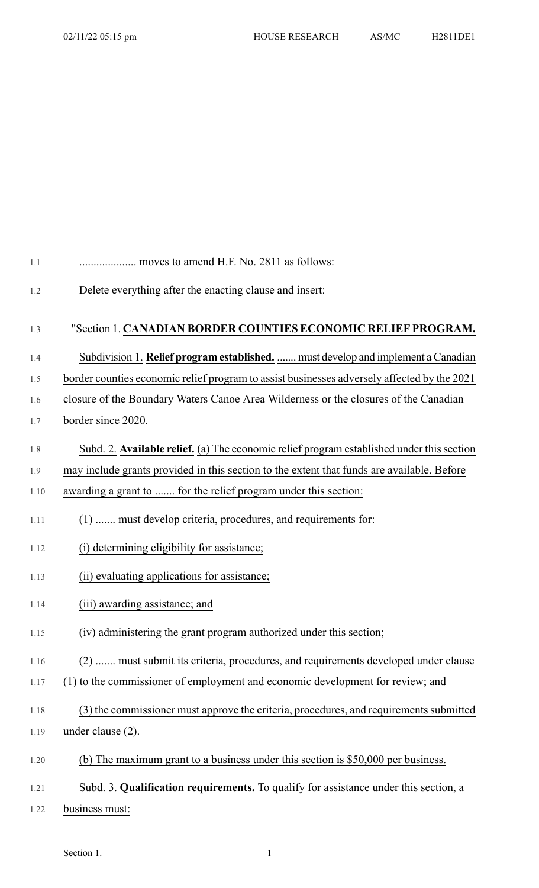.................... moves to amend H.F. No. 2811 as follows:

Delete everything after the enacting clause and insert:

"Section 1. **CANADIAN BORDER COUNTIES ECONOMIC RELIEF PROGRAM.**

Subdivision 1. **Relief program established.** ....... must develop and implement a Canadian border counties economic relief program to assist businesses adversely affected by the 2021 closure of the Boundary Waters Canoe Area Wilderness or the closures of the Canadian border since 2020.

Subd. 2. **Available relief.** (a) The economic relief program established under this section may include grants provided in this section to the extent that funds are available. Before awarding a grant to ....... for the relief program under this section:

(1) ....... must develop criteria, procedures, and requirements for:

(i) determining eligibility for assistance;

(ii) evaluating applications for assistance;

(iii) awarding assistance; and

(iv) administering the grant program authorized under this section;

(2) ....... must submit its criteria, procedures, and requirements developed under clause (1) to the commissioner of employment and economic development for review; and

(3) the commissioner must approve the criteria, procedures, and requirements submitted under clause (2).

(b) The maximum grant to a business under this section is $50,000 per business.

Subd. 3. **Qualification requirements.** To qualify for assistance under this section, a business must: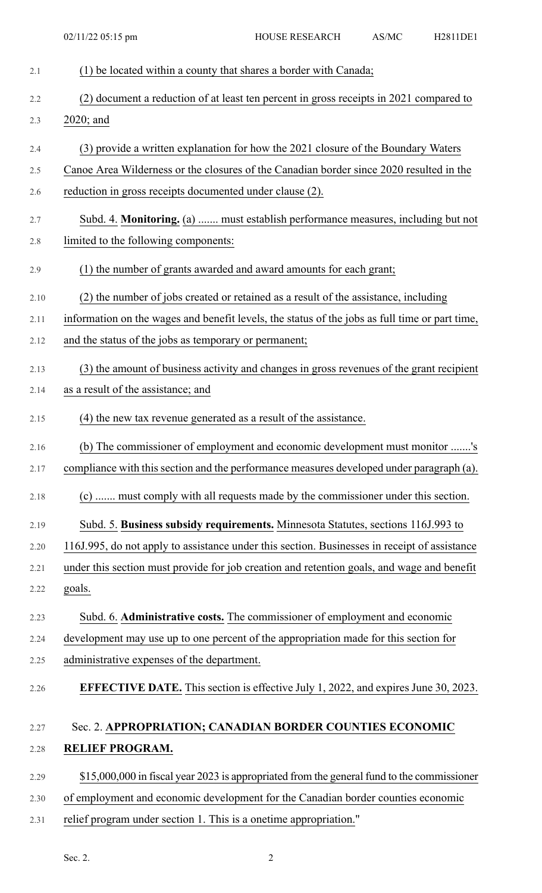(1) be located within a county that shares a border with Canada;

(2) document a reduction of at least ten percent in gross receipts in 2021 compared to 2020; and

(3) provide a written explanation for how the 2021 closure of the Boundary Waters Canoe Area Wilderness or the closures of the Canadian border since 2020 resulted in the reduction in gross receipts documented under clause (2).

Subd. 4. **Monitoring.** (a) ....... must establish performance measures, including but not limited to the following components:

(1) the number of grants awarded and award amounts for each grant;

(2) the number of jobs created or retained as a result of the assistance, including information on the wages and benefit levels, the status of the jobs as full time or part time, and the status of the jobs as temporary or permanent;

(3) the amount of business activity and changes in gross revenues of the grant recipient as a result of the assistance; and

(4) the new tax revenue generated as a result of the assistance.

(b) The commissioner of employment and economic development must monitor .......'s compliance with this section and the performance measures developed under paragraph (a).

(c) ....... must comply with all requests made by the commissioner under this section.

Subd. 5. **Business subsidy requirements.** Minnesota Statutes, sections 116J.993 to 116J.995, do not apply to assistance under this section. Businesses in receipt of assistance under this section must provide for job creation and retention goals, and wage and benefit goals.

Subd. 6. **Administrative costs.** The commissioner of employment and economic development may use up to one percent of the appropriation made for this section for administrative expenses of the department.

**EFFECTIVE DATE.** This section is effective July 1, 2022, and expires June 30, 2023.

Sec. 2. **APPROPRIATION; CANADIAN BORDER COUNTIES ECONOMIC RELIEF PROGRAM.**

$15,000,000 in fiscal year 2023 is appropriated from the general fund to the commissioner of employment and economic development for the Canadian border counties economic relief program under section 1. This is a onetime appropriation."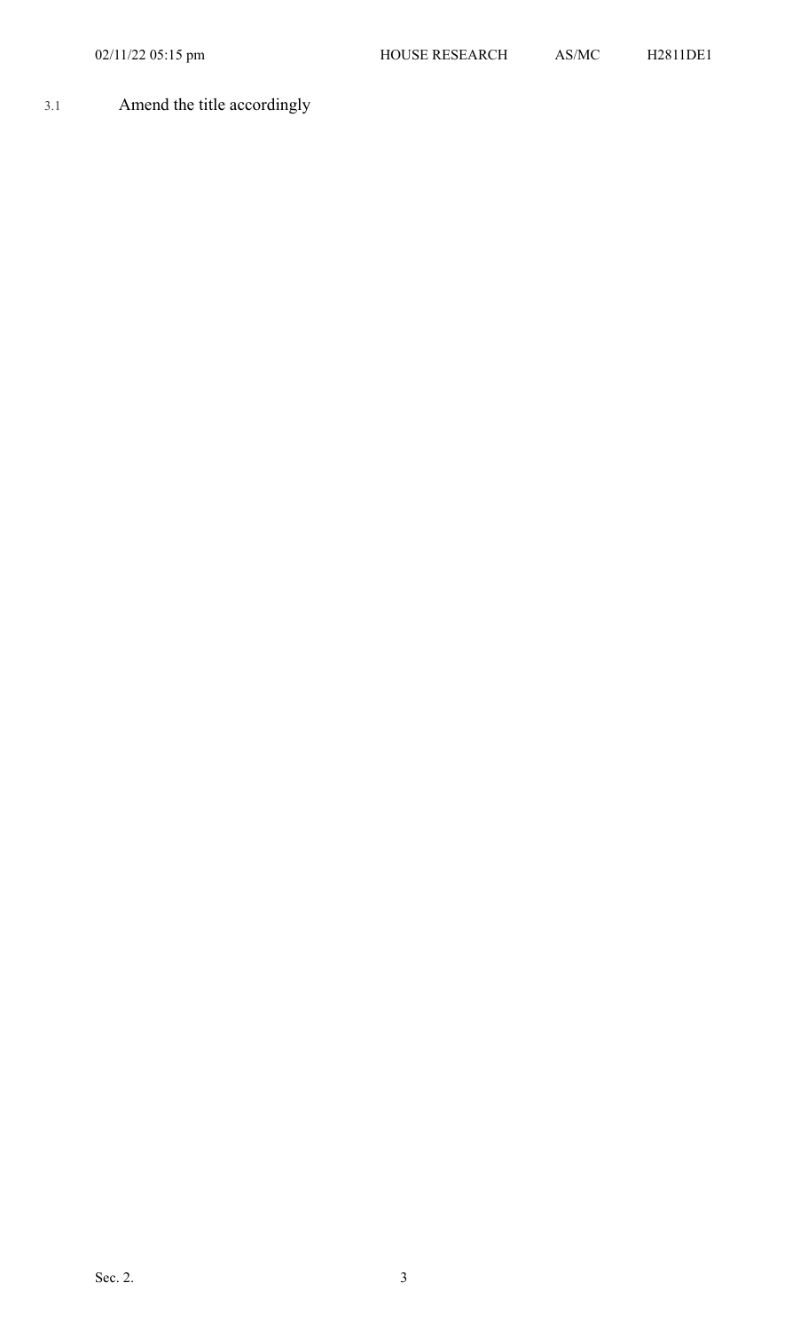Amend the title accordingly